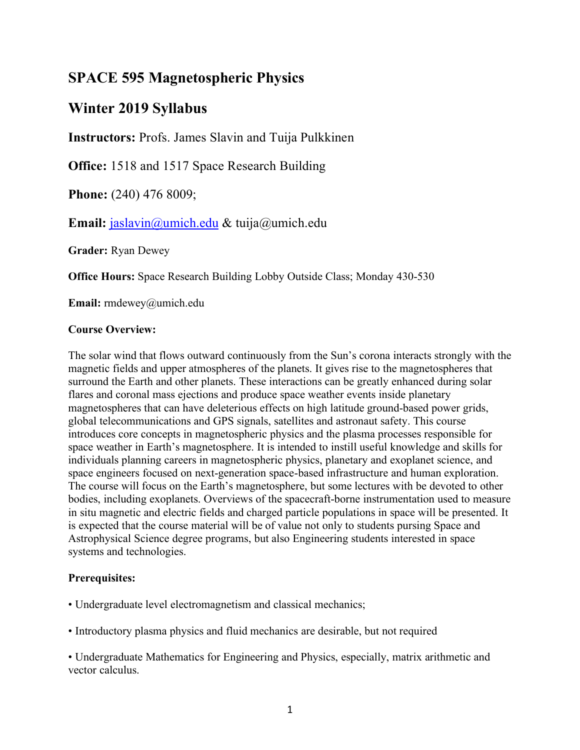# SPACE 595 Magnetospheric Physics

# Winter 2019 Syllabus

**Instructors:** Profs. James Slavin and Tuija Pulkkinen

**Office:** 1518 and 1517 Space Research Building

**Phone:** (240) 476 8009;

**Email:** jaslavin@umich.edu & tuija@umich.edu

**Grader:** Ryan Dewey

**Office Hours:** Space Research Building Lobby Outside Class; Monday 430-530

**Email:** rmdewey@umich.edu

**Course Overview:**

The solar wind that flows outward continuously from the Sun's corona interacts strongly with the magnetic fields and upper atmospheres of the planets. It gives rise to the magnetospheres that surround the Earth and other planets. These interactions can be greatly enhanced during solar flares and coronal mass ejections and produce space weather events inside planetary magnetospheres that can have deleterious effects on high latitude ground-based power grids, global telecommunications and GPS signals, satellites and astronaut safety. This course introduces core concepts in magnetospheric physics and the plasma processes responsible for space weather in Earth's magnetosphere. It is intended to instill useful knowledge and skills for individuals planning careers in magnetospheric physics, planetary and exoplanet science, and space engineers focused on next-generation space-based infrastructure and human exploration. The course will focus on the Earth's magnetosphere, but some lectures with be devoted to other bodies, including exoplanets. Overviews of the spacecraft-borne instrumentation used to measure in situ magnetic and electric fields and charged particle populations in space will be presented. It is expected that the course material will be of value not only to students pursing Space and Astrophysical Science degree programs, but also Engineering students interested in space systems and technologies.

**Prerequisites:**

- Undergraduate level electromagnetism and classical mechanics;
- Introductory plasma physics and fluid mechanics are desirable, but not required
- Undergraduate Mathematics for Engineering and Physics, especially, matrix arithmetic and vector calculus.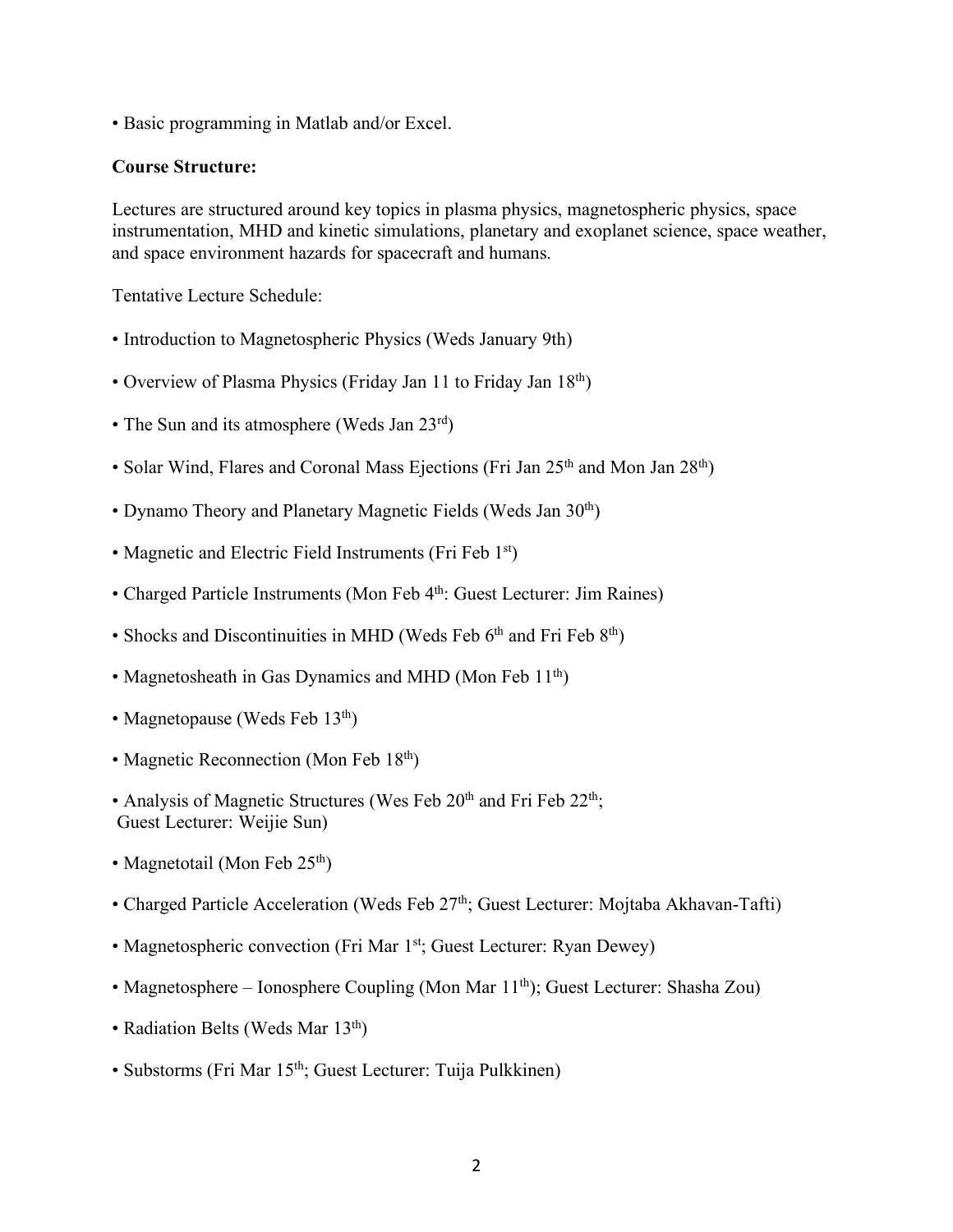• Basic programming in Matlab and/or Excel.

**Course Structure:**

Lectures are structured around key topics in plasma physics, magnetospheric physics, space instrumentation, MHD and kinetic simulations, planetary and exoplanet science, space weather, and space environment hazards for spacecraft and humans.

Tentative Lecture Schedule:

- Introduction to Magnetospheric Physics (Weds January 9th)
- Overview of Plasma Physics (Friday Jan 11 to Friday Jan 18th)
- The Sun and its atmosphere (Weds Jan 23rd)
- Solar Wind, Flares and Coronal Mass Ejections (Fri Jan 25th and Mon Jan 28th)
- Dynamo Theory and Planetary Magnetic Fields (Weds Jan 30th)
- Magnetic and Electric Field Instruments (Fri Feb 1st)
- Charged Particle Instruments (Mon Feb 4th: Guest Lecturer: Jim Raines)
- Shocks and Discontinuities in MHD (Weds Feb 6th and Fri Feb 8th)
- Magnetosheath in Gas Dynamics and MHD (Mon Feb 11th)
- Magnetopause (Weds Feb 13th)
- Magnetic Reconnection (Mon Feb 18th)
- Analysis of Magnetic Structures (Wes Feb 20th and Fri Feb 22th; Guest Lecturer: Weijie Sun)
- Magnetotail (Mon Feb 25th)
- Charged Particle Acceleration (Weds Feb 27th; Guest Lecturer: Mojtaba Akhavan-Tafti)
- Magnetospheric convection (Fri Mar 1st; Guest Lecturer: Ryan Dewey)
- Magnetosphere – Ionosphere Coupling (Mon Mar 11th); Guest Lecturer: Shasha Zou)
- Radiation Belts (Weds Mar 13th)
- Substorms (Fri Mar 15th; Guest Lecturer: Tuija Pulkkinen)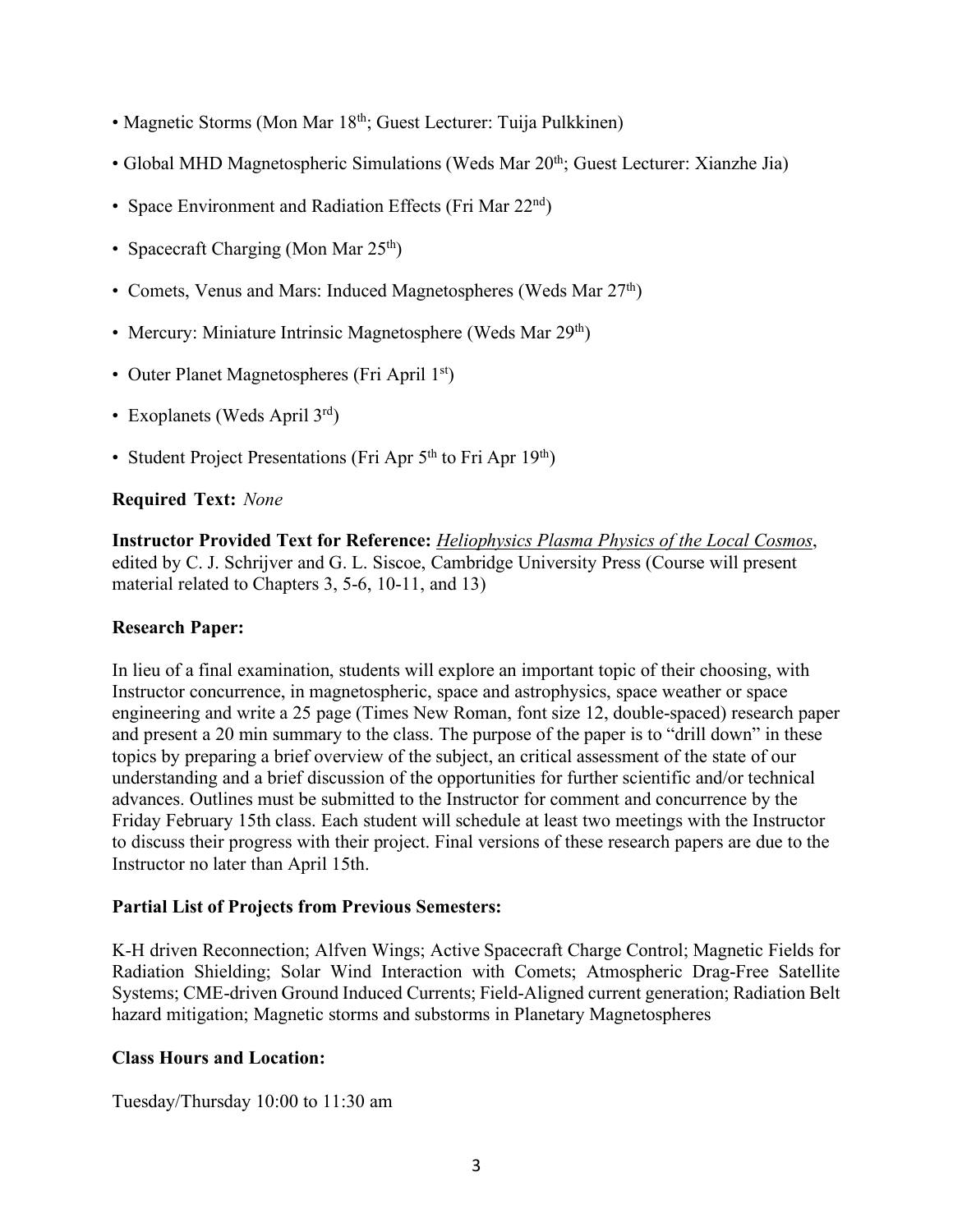- Magnetic Storms (Mon Mar 18th; Guest Lecturer: Tuija Pulkkinen)
- Global MHD Magnetospheric Simulations (Weds Mar 20th; Guest Lecturer: Xianzhe Jia)
- Space Environment and Radiation Effects (Fri Mar 22nd)
- Spacecraft Charging (Mon Mar 25th)
- Comets, Venus and Mars: Induced Magnetospheres (Weds Mar 27th)
- Mercury: Miniature Intrinsic Magnetosphere (Weds Mar 29th)
- Outer Planet Magnetospheres (Fri April 1st)
- Exoplanets (Weds April 3rd)
- Student Project Presentations (Fri Apr 5th to Fri Apr 19th)

**Required Text:** *None*

**Instructor Provided Text for Reference:** *Heliophysics Plasma Physics of the Local Cosmos*, edited by C. J. Schrijver and G. L. Siscoe, Cambridge University Press (Course will present material related to Chapters 3, 5-6, 10-11, and 13)

**Research Paper:**

In lieu of a final examination, students will explore an important topic of their choosing, with Instructor concurrence, in magnetospheric, space and astrophysics, space weather or space engineering and write a 25 page (Times New Roman, font size 12, double-spaced) research paper and present a 20 min summary to the class. The purpose of the paper is to "drill down" in these topics by preparing a brief overview of the subject, an critical assessment of the state of our understanding and a brief discussion of the opportunities for further scientific and/or technical advances. Outlines must be submitted to the Instructor for comment and concurrence by the Friday February 15th class. Each student will schedule at least two meetings with the Instructor to discuss their progress with their project. Final versions of these research papers are due to the Instructor no later than April 15th.

**Partial List of Projects from Previous Semesters:**

K-H driven Reconnection; Alfven Wings; Active Spacecraft Charge Control; Magnetic Fields for Radiation Shielding; Solar Wind Interaction with Comets; Atmospheric Drag-Free Satellite Systems; CME-driven Ground Induced Currents; Field-Aligned current generation; Radiation Belt hazard mitigation; Magnetic storms and substorms in Planetary Magnetospheres

**Class Hours and Location:**

Tuesday/Thursday 10:00 to 11:30 am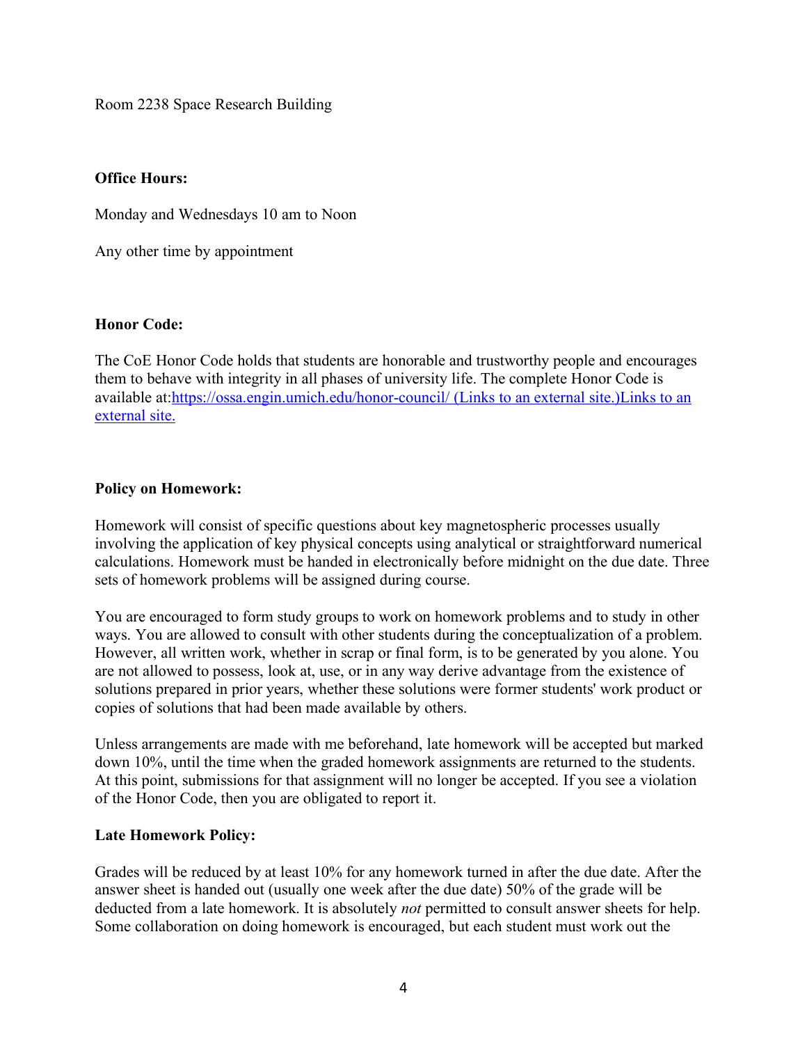Room 2238 Space Research Building

**Office Hours:**

Monday and Wednesdays 10 am to Noon

Any other time by appointment

**Honor Code:**

The CoE Honor Code holds that students are honorable and trustworthy people and encourages them to behave with integrity in all phases of university life. The complete Honor Code is available at:[https://ossa.engin.umich.edu/honor-council/ (Links to an external site.)Links to an external site.](https://ossa.engin.umich.edu/honor-council/)

**Policy on Homework:**

Homework will consist of specific questions about key magnetospheric processes usually involving the application of key physical concepts using analytical or straightforward numerical calculations. Homework must be handed in electronically before midnight on the due date. Three sets of homework problems will be assigned during course.

You are encouraged to form study groups to work on homework problems and to study in other ways. You are allowed to consult with other students during the conceptualization of a problem. However, all written work, whether in scrap or final form, is to be generated by you alone. You are not allowed to possess, look at, use, or in any way derive advantage from the existence of solutions prepared in prior years, whether these solutions were former students' work product or copies of solutions that had been made available by others.

Unless arrangements are made with me beforehand, late homework will be accepted but marked down 10%, until the time when the graded homework assignments are returned to the students. At this point, submissions for that assignment will no longer be accepted. If you see a violation of the Honor Code, then you are obligated to report it.

**Late Homework Policy:**

Grades will be reduced by at least 10% for any homework turned in after the due date. After the answer sheet is handed out (usually one week after the due date) 50% of the grade will be deducted from a late homework. It is absolutely *not* permitted to consult answer sheets for help. Some collaboration on doing homework is encouraged, but each student must work out the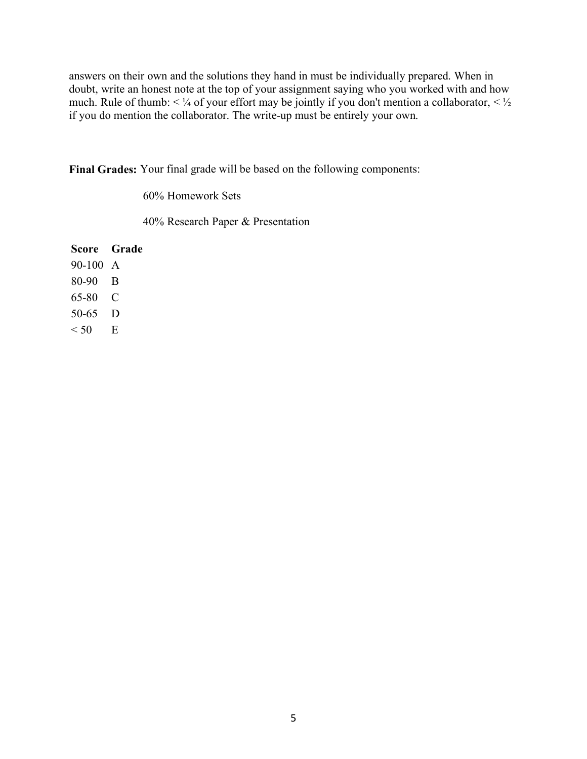answers on their own and the solutions they hand in must be individually prepared. When in doubt, write an honest note at the top of your assignment saying who you worked with and how much. Rule of thumb: < ¼ of your effort may be jointly if you don't mention a collaborator, < ½ if you do mention the collaborator. The write-up must be entirely your own.

**Final Grades:** Your final grade will be based on the following components:

60% Homework Sets

40% Research Paper & Presentation

| Score | Grade |
|---|---|
| 90-100 | A |
| 80-90 | B |
| 65-80 | C |
| 50-65 | D |
| < 50 | E |